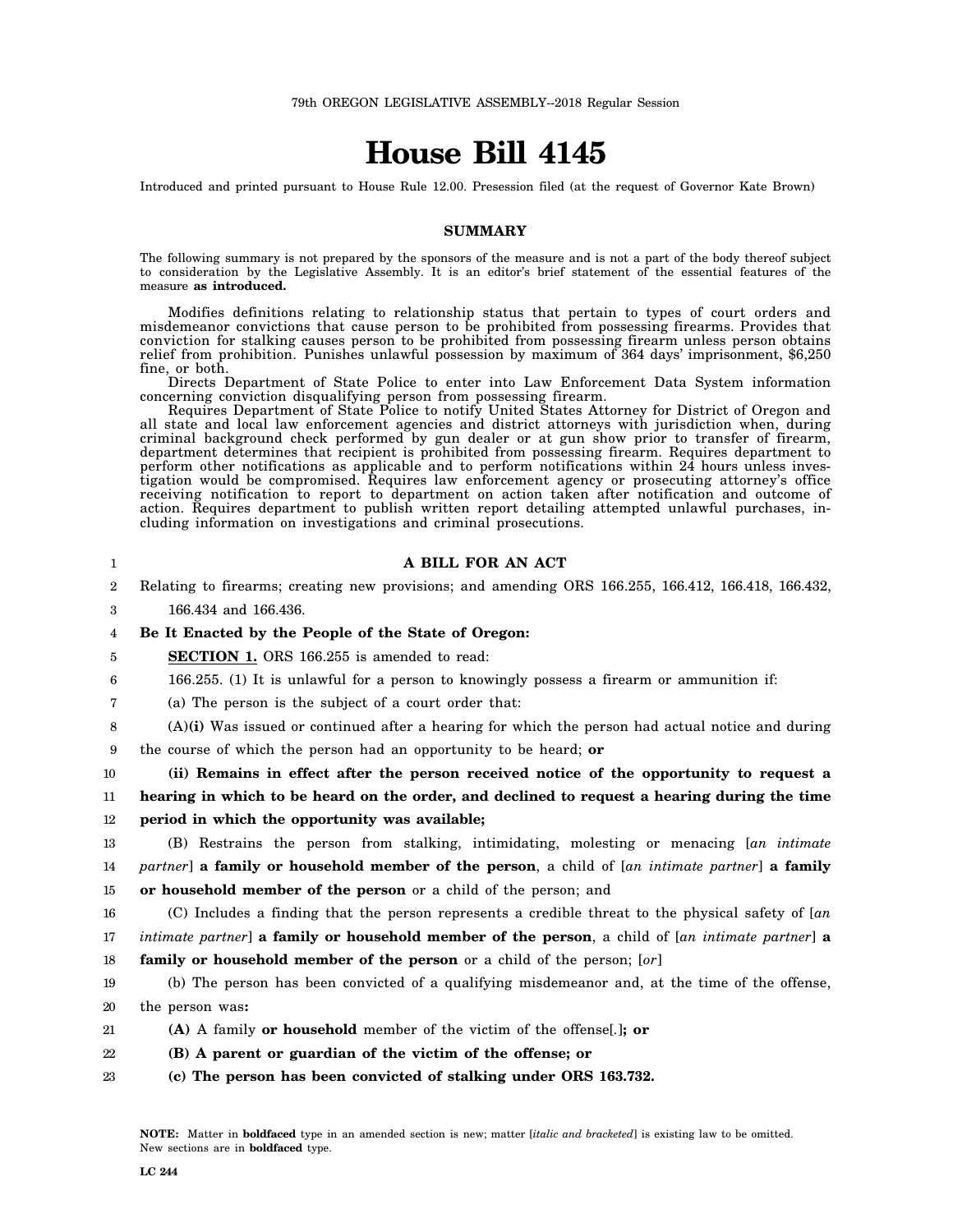79th OREGON LEGISLATIVE ASSEMBLY--2018 Regular Session

# House Bill 4145

Introduced and printed pursuant to House Rule 12.00. Presession filed (at the request of Governor Kate Brown)

## SUMMARY

The following summary is not prepared by the sponsors of the measure and is not a part of the body thereof subject to consideration by the Legislative Assembly. It is an editor's brief statement of the essential features of the measure **as introduced.**

Modifies definitions relating to relationship status that pertain to types of court orders and misdemeanor convictions that cause person to be prohibited from possessing firearms. Provides that conviction for stalking causes person to be prohibited from possessing firearm unless person obtains relief from prohibition. Punishes unlawful possession by maximum of 364 days' imprisonment, $6,250 fine, or both.

Directs Department of State Police to enter into Law Enforcement Data System information concerning conviction disqualifying person from possessing firearm.

Requires Department of State Police to notify United States Attorney for District of Oregon and all state and local law enforcement agencies and district attorneys with jurisdiction when, during criminal background check performed by gun dealer or at gun show prior to transfer of firearm, department determines that recipient is prohibited from possessing firearm. Requires department to perform other notifications as applicable and to perform notifications within 24 hours unless investigation would be compromised. Requires law enforcement agency or prosecuting attorney's office receiving notification to report to department on action taken after notification and outcome of action. Requires department to publish written report detailing attempted unlawful purchases, including information on investigations and criminal prosecutions.

**A BILL FOR AN ACT**

Relating to firearms; creating new provisions; and amending ORS 166.255, 166.412, 166.418, 166.432, 166.434 and 166.436.

**Be It Enacted by the People of the State of Oregon:**

**SECTION 1.** ORS 166.255 is amended to read:

166.255. (1) It is unlawful for a person to knowingly possess a firearm or ammunition if:

(a) The person is the subject of a court order that:

(A)**(i)** Was issued or continued after a hearing for which the person had actual notice and during the course of which the person had an opportunity to be heard; **or**

**(ii) Remains in effect after the person received notice of the opportunity to request a hearing in which to be heard on the order, and declined to request a hearing during the time period in which the opportunity was available;**

(B) Restrains the person from stalking, intimidating, molesting or menacing [*an intimate partner*] **a family or household member of the person**, a child of [*an intimate partner*] **a family or household member of the person** or a child of the person; and

(C) Includes a finding that the person represents a credible threat to the physical safety of [*an intimate partner*] **a family or household member of the person**, a child of [*an intimate partner*] **a family or household member of the person** or a child of the person; [*or*]

(b) The person has been convicted of a qualifying misdemeanor and, at the time of the offense, the person was**:**

**(A)** A family **or household** member of the victim of the offense[*.*]**; or**

**(B) A parent or guardian of the victim of the offense; or**

**(c) The person has been convicted of stalking under ORS 163.732.**

**NOTE:** Matter in **boldfaced** type in an amended section is new; matter [*italic and bracketed*] is existing law to be omitted. New sections are in **boldfaced** type.

LC 244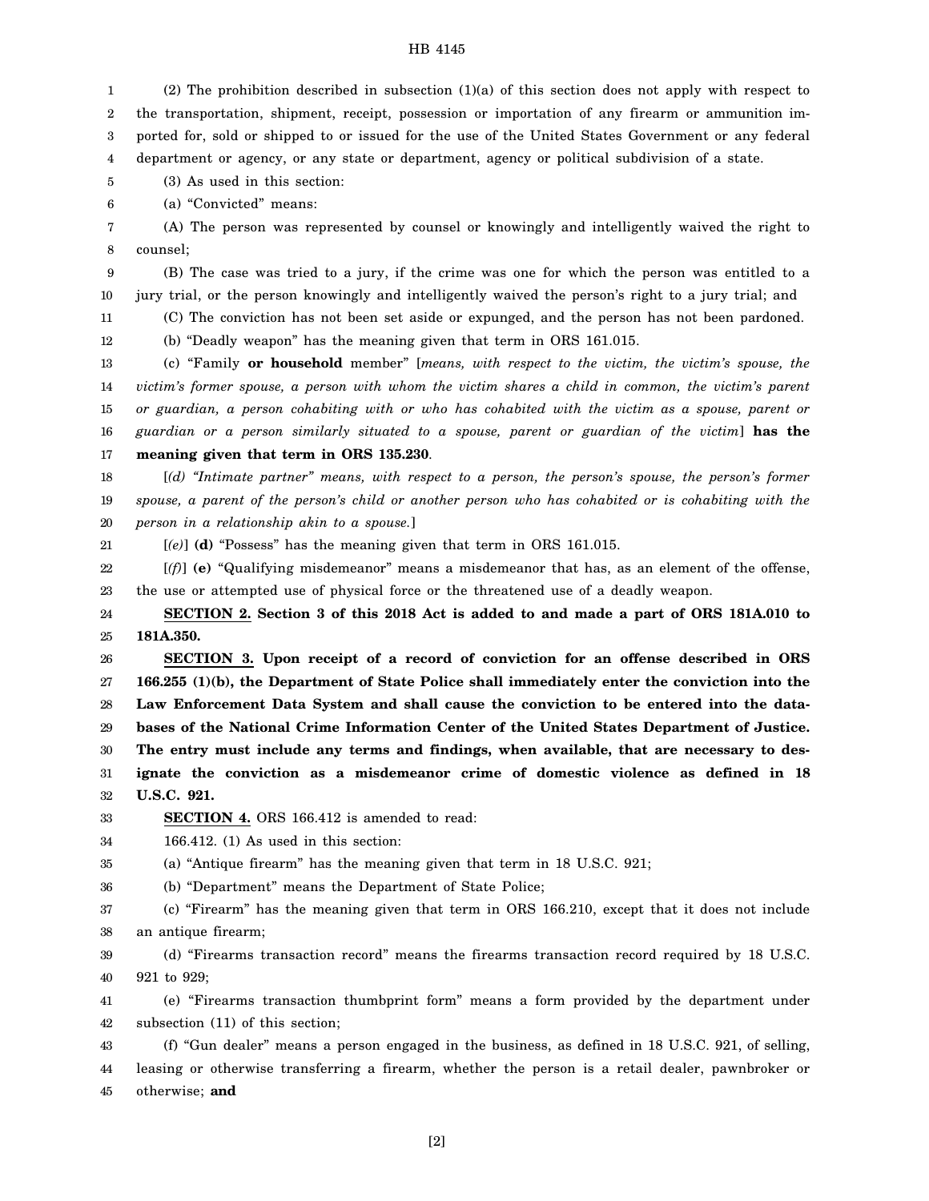(2) The prohibition described in subsection (1)(a) of this section does not apply with respect to the transportation, shipment, receipt, possession or importation of any firearm or ammunition imported for, sold or shipped to or issued for the use of the United States Government or any federal department or agency, or any state or department, agency or political subdivision of a state.

(3) As used in this section:

(a) "Convicted" means:

(A) The person was represented by counsel or knowingly and intelligently waived the right to counsel;

(B) The case was tried to a jury, if the crime was one for which the person was entitled to a jury trial, or the person knowingly and intelligently waived the person's right to a jury trial; and

(C) The conviction has not been set aside or expunged, and the person has not been pardoned.

(b) "Deadly weapon" has the meaning given that term in ORS 161.015.

(c) "Family **or household** member" [*means, with respect to the victim, the victim's spouse, the victim's former spouse, a person with whom the victim shares a child in common, the victim's parent or guardian, a person cohabiting with or who has cohabited with the victim as a spouse, parent or guardian or a person similarly situated to a spouse, parent or guardian of the victim*] **has the meaning given that term in ORS 135.230**.

[*(d) "Intimate partner" means, with respect to a person, the person's spouse, the person's former spouse, a parent of the person's child or another person who has cohabited or is cohabiting with the person in a relationship akin to a spouse.*]

[*(e)*] **(d)** "Possess" has the meaning given that term in ORS 161.015.

[*(f)*] **(e)** "Qualifying misdemeanor" means a misdemeanor that has, as an element of the offense, the use or attempted use of physical force or the threatened use of a deadly weapon.

**SECTION 2. Section 3 of this 2018 Act is added to and made a part of ORS 181A.010 to 181A.350.**

**SECTION 3. Upon receipt of a record of conviction for an offense described in ORS 166.255 (1)(b), the Department of State Police shall immediately enter the conviction into the Law Enforcement Data System and shall cause the conviction to be entered into the databases of the National Crime Information Center of the United States Department of Justice. The entry must include any terms and findings, when available, that are necessary to designate the conviction as a misdemeanor crime of domestic violence as defined in 18 U.S.C. 921.**

**SECTION 4.** ORS 166.412 is amended to read:

166.412. (1) As used in this section:

(a) "Antique firearm" has the meaning given that term in 18 U.S.C. 921;

(b) "Department" means the Department of State Police;

(c) "Firearm" has the meaning given that term in ORS 166.210, except that it does not include an antique firearm;

(d) "Firearms transaction record" means the firearms transaction record required by 18 U.S.C. 921 to 929;

(e) "Firearms transaction thumbprint form" means a form provided by the department under subsection (11) of this section;

(f) "Gun dealer" means a person engaged in the business, as defined in 18 U.S.C. 921, of selling, leasing or otherwise transferring a firearm, whether the person is a retail dealer, pawnbroker or otherwise; **and**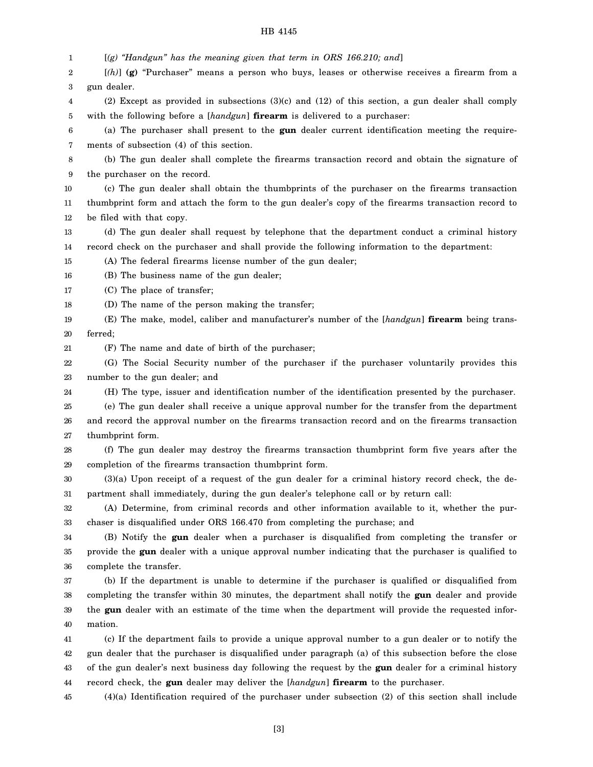[*(g) "Handgun" has the meaning given that term in ORS 166.210; and*]

[*(h)*] **(g)** "Purchaser" means a person who buys, leases or otherwise receives a firearm from a gun dealer.

(2) Except as provided in subsections (3)(c) and (12) of this section, a gun dealer shall comply with the following before a [*handgun*] **firearm** is delivered to a purchaser:

(a) The purchaser shall present to the **gun** dealer current identification meeting the requirements of subsection (4) of this section.

(b) The gun dealer shall complete the firearms transaction record and obtain the signature of the purchaser on the record.

(c) The gun dealer shall obtain the thumbprints of the purchaser on the firearms transaction thumbprint form and attach the form to the gun dealer's copy of the firearms transaction record to be filed with that copy.

(d) The gun dealer shall request by telephone that the department conduct a criminal history record check on the purchaser and shall provide the following information to the department:

(A) The federal firearms license number of the gun dealer;

(B) The business name of the gun dealer;

(C) The place of transfer;

(D) The name of the person making the transfer;

(E) The make, model, caliber and manufacturer's number of the [*handgun*] **firearm** being transferred;

(F) The name and date of birth of the purchaser;

(G) The Social Security number of the purchaser if the purchaser voluntarily provides this number to the gun dealer; and

(H) The type, issuer and identification number of the identification presented by the purchaser.

(e) The gun dealer shall receive a unique approval number for the transfer from the department and record the approval number on the firearms transaction record and on the firearms transaction thumbprint form.

(f) The gun dealer may destroy the firearms transaction thumbprint form five years after the completion of the firearms transaction thumbprint form.

(3)(a) Upon receipt of a request of the gun dealer for a criminal history record check, the department shall immediately, during the gun dealer's telephone call or by return call:

(A) Determine, from criminal records and other information available to it, whether the purchaser is disqualified under ORS 166.470 from completing the purchase; and

(B) Notify the **gun** dealer when a purchaser is disqualified from completing the transfer or provide the **gun** dealer with a unique approval number indicating that the purchaser is qualified to complete the transfer.

(b) If the department is unable to determine if the purchaser is qualified or disqualified from completing the transfer within 30 minutes, the department shall notify the **gun** dealer and provide the **gun** dealer with an estimate of the time when the department will provide the requested information.

(c) If the department fails to provide a unique approval number to a gun dealer or to notify the gun dealer that the purchaser is disqualified under paragraph (a) of this subsection before the close of the gun dealer's next business day following the request by the **gun** dealer for a criminal history record check, the **gun** dealer may deliver the [*handgun*] **firearm** to the purchaser.

(4)(a) Identification required of the purchaser under subsection (2) of this section shall include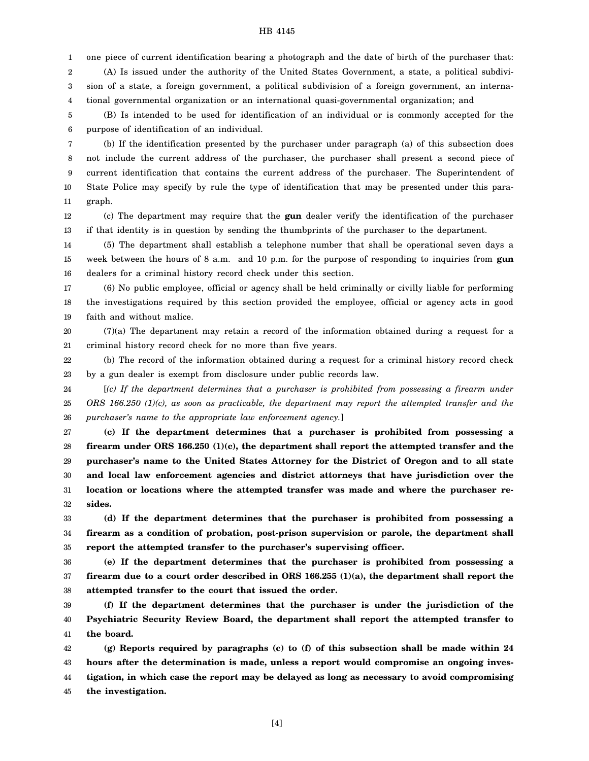one piece of current identification bearing a photograph and the date of birth of the purchaser that:

(A) Is issued under the authority of the United States Government, a state, a political subdivision of a state, a foreign government, a political subdivision of a foreign government, an international governmental organization or an international quasi-governmental organization; and

(B) Is intended to be used for identification of an individual or is commonly accepted for the purpose of identification of an individual.

(b) If the identification presented by the purchaser under paragraph (a) of this subsection does not include the current address of the purchaser, the purchaser shall present a second piece of current identification that contains the current address of the purchaser. The Superintendent of State Police may specify by rule the type of identification that may be presented under this paragraph.

(c) The department may require that the **gun** dealer verify the identification of the purchaser if that identity is in question by sending the thumbprints of the purchaser to the department.

(5) The department shall establish a telephone number that shall be operational seven days a week between the hours of 8 a.m. and 10 p.m. for the purpose of responding to inquiries from **gun** dealers for a criminal history record check under this section.

(6) No public employee, official or agency shall be held criminally or civilly liable for performing the investigations required by this section provided the employee, official or agency acts in good faith and without malice.

(7)(a) The department may retain a record of the information obtained during a request for a criminal history record check for no more than five years.

(b) The record of the information obtained during a request for a criminal history record check by a gun dealer is exempt from disclosure under public records law.

[*(c) If the department determines that a purchaser is prohibited from possessing a firearm under ORS 166.250 (1)(c), as soon as practicable, the department may report the attempted transfer and the purchaser's name to the appropriate law enforcement agency.*]

**(c) If the department determines that a purchaser is prohibited from possessing a firearm under ORS 166.250 (1)(c), the department shall report the attempted transfer and the purchaser's name to the United States Attorney for the District of Oregon and to all state and local law enforcement agencies and district attorneys that have jurisdiction over the location or locations where the attempted transfer was made and where the purchaser resides.**

**(d) If the department determines that the purchaser is prohibited from possessing a firearm as a condition of probation, post-prison supervision or parole, the department shall report the attempted transfer to the purchaser's supervising officer.**

**(e) If the department determines that the purchaser is prohibited from possessing a firearm due to a court order described in ORS 166.255 (1)(a), the department shall report the attempted transfer to the court that issued the order.**

**(f) If the department determines that the purchaser is under the jurisdiction of the Psychiatric Security Review Board, the department shall report the attempted transfer to the board.**

**(g) Reports required by paragraphs (c) to (f) of this subsection shall be made within 24 hours after the determination is made, unless a report would compromise an ongoing investigation, in which case the report may be delayed as long as necessary to avoid compromising the investigation.**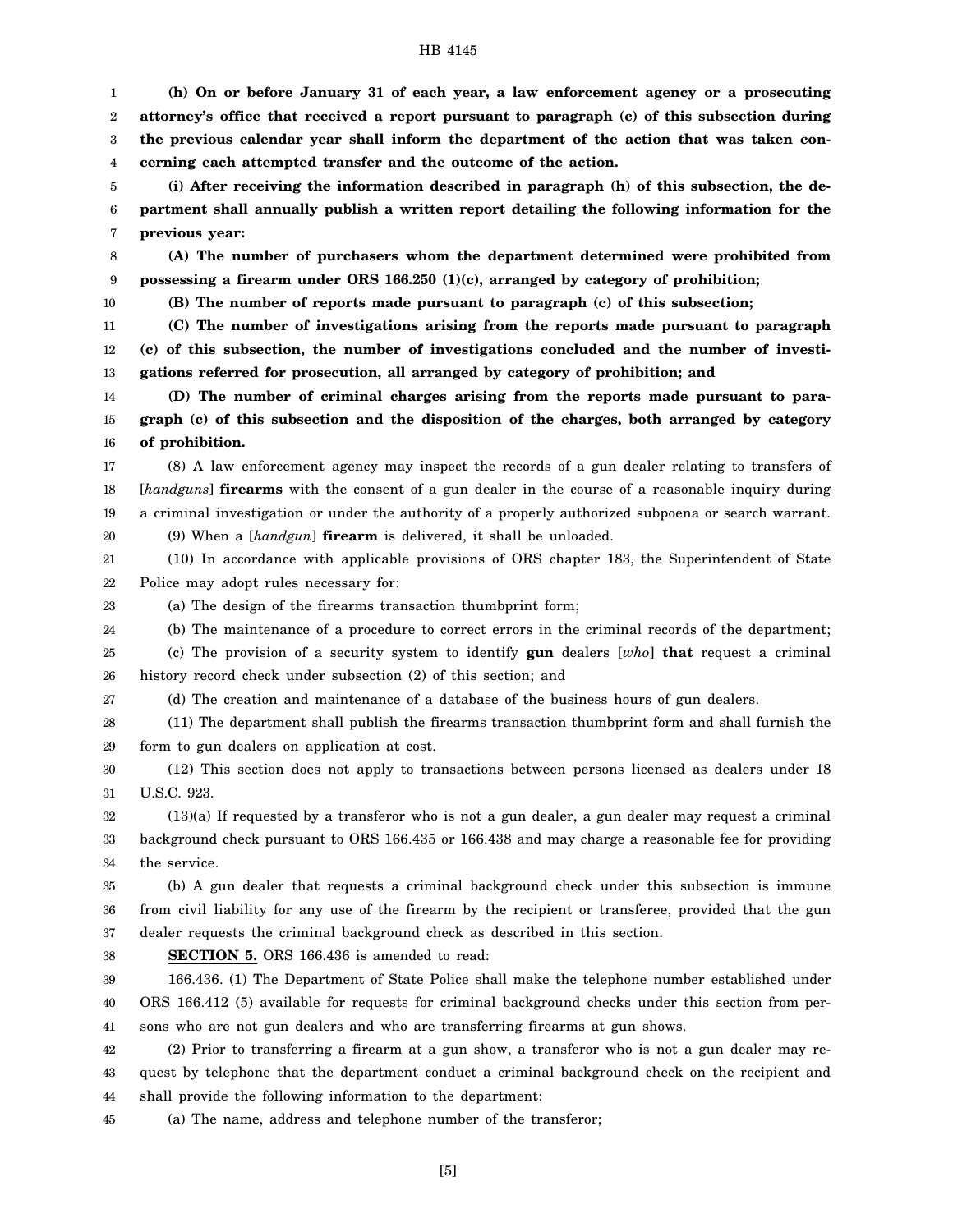**(h) On or before January 31 of each year, a law enforcement agency or a prosecuting attorney's office that received a report pursuant to paragraph (c) of this subsection during the previous calendar year shall inform the department of the action that was taken concerning each attempted transfer and the outcome of the action.**

**(i) After receiving the information described in paragraph (h) of this subsection, the department shall annually publish a written report detailing the following information for the previous year:**

**(A) The number of purchasers whom the department determined were prohibited from possessing a firearm under ORS 166.250 (1)(c), arranged by category of prohibition;**

**(B) The number of reports made pursuant to paragraph (c) of this subsection;**

**(C) The number of investigations arising from the reports made pursuant to paragraph (c) of this subsection, the number of investigations concluded and the number of investigations referred for prosecution, all arranged by category of prohibition; and**

**(D) The number of criminal charges arising from the reports made pursuant to paragraph (c) of this subsection and the disposition of the charges, both arranged by category of prohibition.**

(8) A law enforcement agency may inspect the records of a gun dealer relating to transfers of [*handguns*] **firearms** with the consent of a gun dealer in the course of a reasonable inquiry during a criminal investigation or under the authority of a properly authorized subpoena or search warrant.

(9) When a [*handgun*] **firearm** is delivered, it shall be unloaded.

(10) In accordance with applicable provisions of ORS chapter 183, the Superintendent of State Police may adopt rules necessary for:

(a) The design of the firearms transaction thumbprint form;

(b) The maintenance of a procedure to correct errors in the criminal records of the department;

(c) The provision of a security system to identify **gun** dealers [*who*] **that** request a criminal history record check under subsection (2) of this section; and

(d) The creation and maintenance of a database of the business hours of gun dealers.

(11) The department shall publish the firearms transaction thumbprint form and shall furnish the form to gun dealers on application at cost.

(12) This section does not apply to transactions between persons licensed as dealers under 18 U.S.C. 923.

(13)(a) If requested by a transferor who is not a gun dealer, a gun dealer may request a criminal background check pursuant to ORS 166.435 or 166.438 and may charge a reasonable fee for providing the service.

(b) A gun dealer that requests a criminal background check under this subsection is immune from civil liability for any use of the firearm by the recipient or transferee, provided that the gun dealer requests the criminal background check as described in this section.

**SECTION 5.** ORS 166.436 is amended to read:

166.436. (1) The Department of State Police shall make the telephone number established under ORS 166.412 (5) available for requests for criminal background checks under this section from persons who are not gun dealers and who are transferring firearms at gun shows.

(2) Prior to transferring a firearm at a gun show, a transferor who is not a gun dealer may request by telephone that the department conduct a criminal background check on the recipient and shall provide the following information to the department:

(a) The name, address and telephone number of the transferor;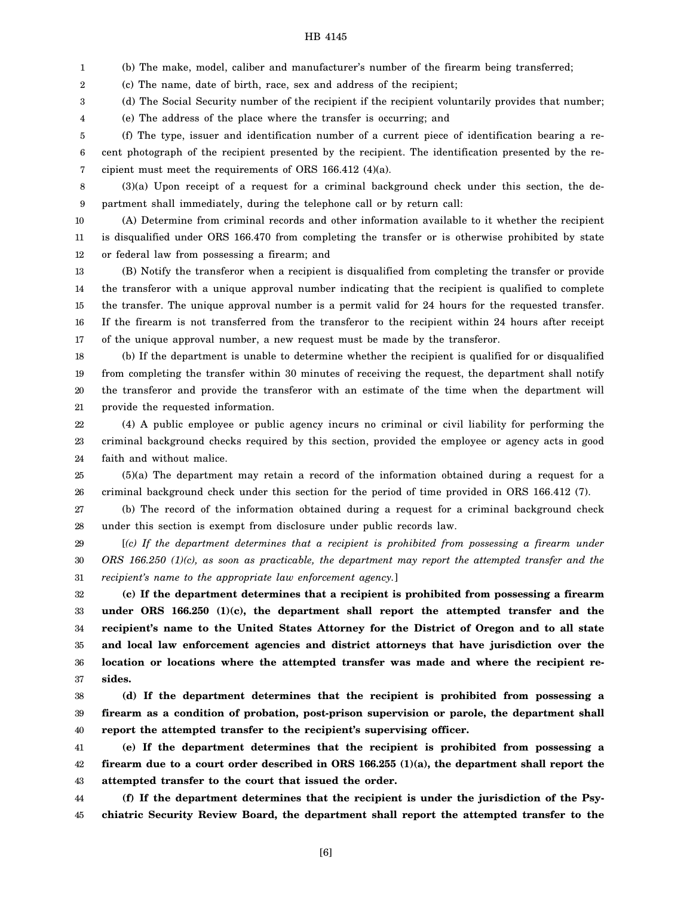(b) The make, model, caliber and manufacturer's number of the firearm being transferred;

(c) The name, date of birth, race, sex and address of the recipient;

(d) The Social Security number of the recipient if the recipient voluntarily provides that number;

(e) The address of the place where the transfer is occurring; and

(f) The type, issuer and identification number of a current piece of identification bearing a recent photograph of the recipient presented by the recipient. The identification presented by the recipient must meet the requirements of ORS 166.412 (4)(a).

(3)(a) Upon receipt of a request for a criminal background check under this section, the department shall immediately, during the telephone call or by return call:

(A) Determine from criminal records and other information available to it whether the recipient is disqualified under ORS 166.470 from completing the transfer or is otherwise prohibited by state or federal law from possessing a firearm; and

(B) Notify the transferor when a recipient is disqualified from completing the transfer or provide the transferor with a unique approval number indicating that the recipient is qualified to complete the transfer. The unique approval number is a permit valid for 24 hours for the requested transfer. If the firearm is not transferred from the transferor to the recipient within 24 hours after receipt of the unique approval number, a new request must be made by the transferor.

(b) If the department is unable to determine whether the recipient is qualified for or disqualified from completing the transfer within 30 minutes of receiving the request, the department shall notify the transferor and provide the transferor with an estimate of the time when the department will provide the requested information.

(4) A public employee or public agency incurs no criminal or civil liability for performing the criminal background checks required by this section, provided the employee or agency acts in good faith and without malice.

(5)(a) The department may retain a record of the information obtained during a request for a criminal background check under this section for the period of time provided in ORS 166.412 (7).

(b) The record of the information obtained during a request for a criminal background check under this section is exempt from disclosure under public records law.

[*(c) If the department determines that a recipient is prohibited from possessing a firearm under ORS 166.250 (1)(c), as soon as practicable, the department may report the attempted transfer and the recipient's name to the appropriate law enforcement agency.*]

**(c) If the department determines that a recipient is prohibited from possessing a firearm under ORS 166.250 (1)(c), the department shall report the attempted transfer and the recipient's name to the United States Attorney for the District of Oregon and to all state and local law enforcement agencies and district attorneys that have jurisdiction over the location or locations where the attempted transfer was made and where the recipient resides.**

**(d) If the department determines that the recipient is prohibited from possessing a firearm as a condition of probation, post-prison supervision or parole, the department shall report the attempted transfer to the recipient's supervising officer.**

**(e) If the department determines that the recipient is prohibited from possessing a firearm due to a court order described in ORS 166.255 (1)(a), the department shall report the attempted transfer to the court that issued the order.**

**(f) If the department determines that the recipient is under the jurisdiction of the Psychiatric Security Review Board, the department shall report the attempted transfer to the**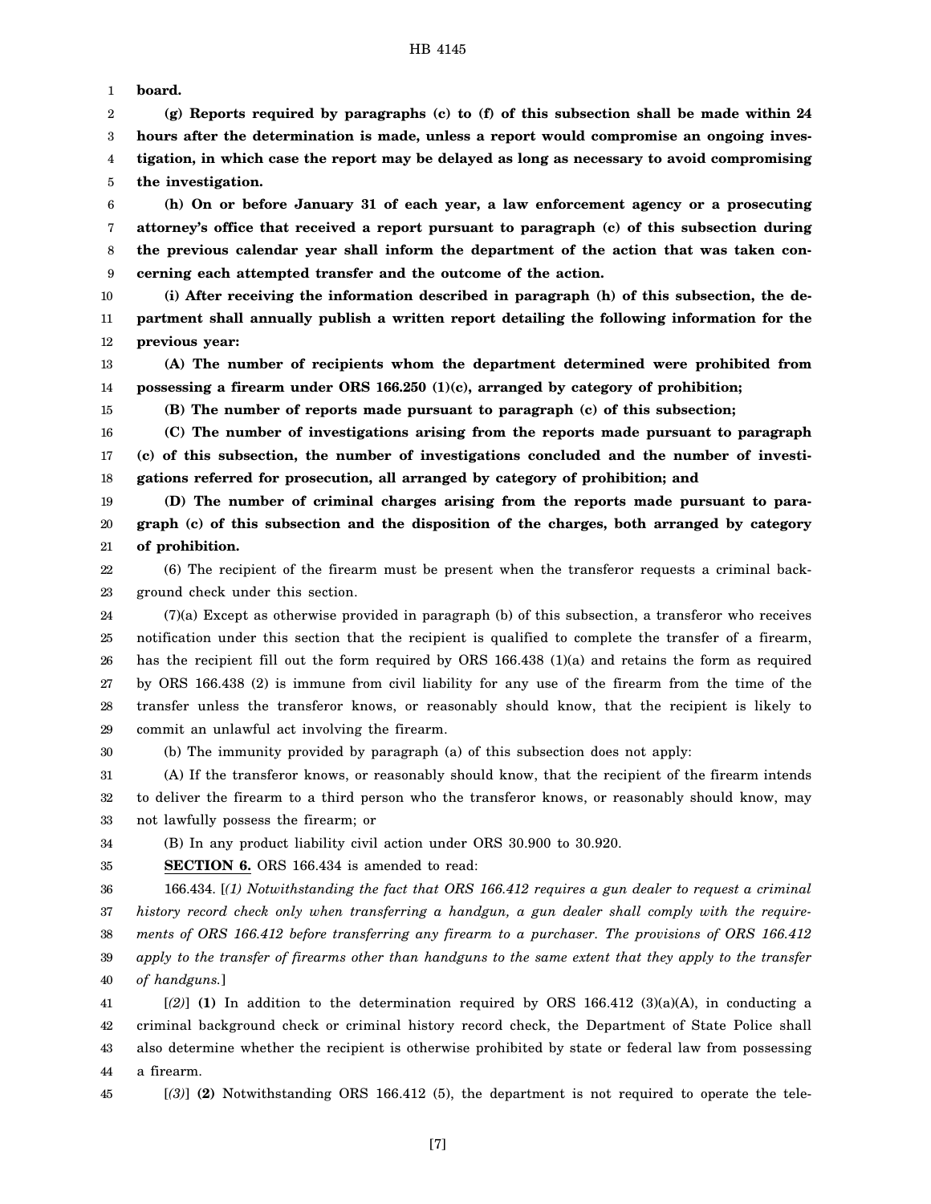**board.**

**(g) Reports required by paragraphs (c) to (f) of this subsection shall be made within 24 hours after the determination is made, unless a report would compromise an ongoing investigation, in which case the report may be delayed as long as necessary to avoid compromising the investigation.**

**(h) On or before January 31 of each year, a law enforcement agency or a prosecuting attorney's office that received a report pursuant to paragraph (c) of this subsection during the previous calendar year shall inform the department of the action that was taken concerning each attempted transfer and the outcome of the action.**

**(i) After receiving the information described in paragraph (h) of this subsection, the department shall annually publish a written report detailing the following information for the previous year:**

**(A) The number of recipients whom the department determined were prohibited from possessing a firearm under ORS 166.250 (1)(c), arranged by category of prohibition;**

**(B) The number of reports made pursuant to paragraph (c) of this subsection;**

**(C) The number of investigations arising from the reports made pursuant to paragraph (c) of this subsection, the number of investigations concluded and the number of investigations referred for prosecution, all arranged by category of prohibition; and**

**(D) The number of criminal charges arising from the reports made pursuant to paragraph (c) of this subsection and the disposition of the charges, both arranged by category of prohibition.**

(6) The recipient of the firearm must be present when the transferor requests a criminal background check under this section.

(7)(a) Except as otherwise provided in paragraph (b) of this subsection, a transferor who receives notification under this section that the recipient is qualified to complete the transfer of a firearm, has the recipient fill out the form required by ORS 166.438 (1)(a) and retains the form as required by ORS 166.438 (2) is immune from civil liability for any use of the firearm from the time of the transfer unless the transferor knows, or reasonably should know, that the recipient is likely to commit an unlawful act involving the firearm.

(b) The immunity provided by paragraph (a) of this subsection does not apply:

(A) If the transferor knows, or reasonably should know, that the recipient of the firearm intends to deliver the firearm to a third person who the transferor knows, or reasonably should know, may not lawfully possess the firearm; or

(B) In any product liability civil action under ORS 30.900 to 30.920.

**SECTION 6.** ORS 166.434 is amended to read:

166.434. [*(1) Notwithstanding the fact that ORS 166.412 requires a gun dealer to request a criminal history record check only when transferring a handgun, a gun dealer shall comply with the requirements of ORS 166.412 before transferring any firearm to a purchaser. The provisions of ORS 166.412 apply to the transfer of firearms other than handguns to the same extent that they apply to the transfer of handguns.*]

[*(2)*] **(1)** In addition to the determination required by ORS 166.412 (3)(a)(A), in conducting a criminal background check or criminal history record check, the Department of State Police shall also determine whether the recipient is otherwise prohibited by state or federal law from possessing a firearm.

[*(3)*] **(2)** Notwithstanding ORS 166.412 (5), the department is not required to operate the tele-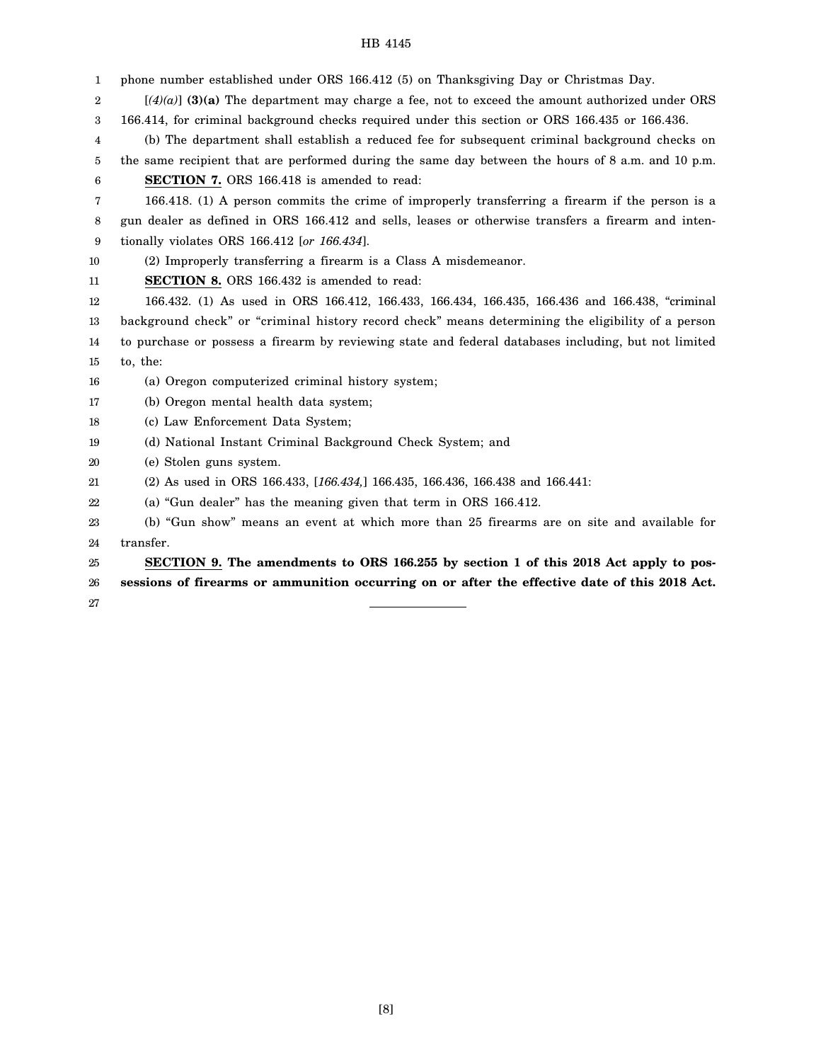phone number established under ORS 166.412 (5) on Thanksgiving Day or Christmas Day.

[*(4)(a)*] **(3)(a)** The department may charge a fee, not to exceed the amount authorized under ORS 166.414, for criminal background checks required under this section or ORS 166.435 or 166.436.

(b) The department shall establish a reduced fee for subsequent criminal background checks on the same recipient that are performed during the same day between the hours of 8 a.m. and 10 p.m.

**SECTION 7.** ORS 166.418 is amended to read:

166.418. (1) A person commits the crime of improperly transferring a firearm if the person is a gun dealer as defined in ORS 166.412 and sells, leases or otherwise transfers a firearm and intentionally violates ORS 166.412 [*or 166.434*].

(2) Improperly transferring a firearm is a Class A misdemeanor.

**SECTION 8.** ORS 166.432 is amended to read:

166.432. (1) As used in ORS 166.412, 166.433, 166.434, 166.435, 166.436 and 166.438, "criminal background check" or "criminal history record check" means determining the eligibility of a person to purchase or possess a firearm by reviewing state and federal databases including, but not limited to, the:

(a) Oregon computerized criminal history system;

(b) Oregon mental health data system;

(c) Law Enforcement Data System;

(d) National Instant Criminal Background Check System; and

(e) Stolen guns system.

(2) As used in ORS 166.433, [*166.434,*] 166.435, 166.436, 166.438 and 166.441:

(a) "Gun dealer" has the meaning given that term in ORS 166.412.

(b) "Gun show" means an event at which more than 25 firearms are on site and available for transfer.

**SECTION 9. The amendments to ORS 166.255 by section 1 of this 2018 Act apply to possessions of firearms or ammunition occurring on or after the effective date of this 2018 Act.**